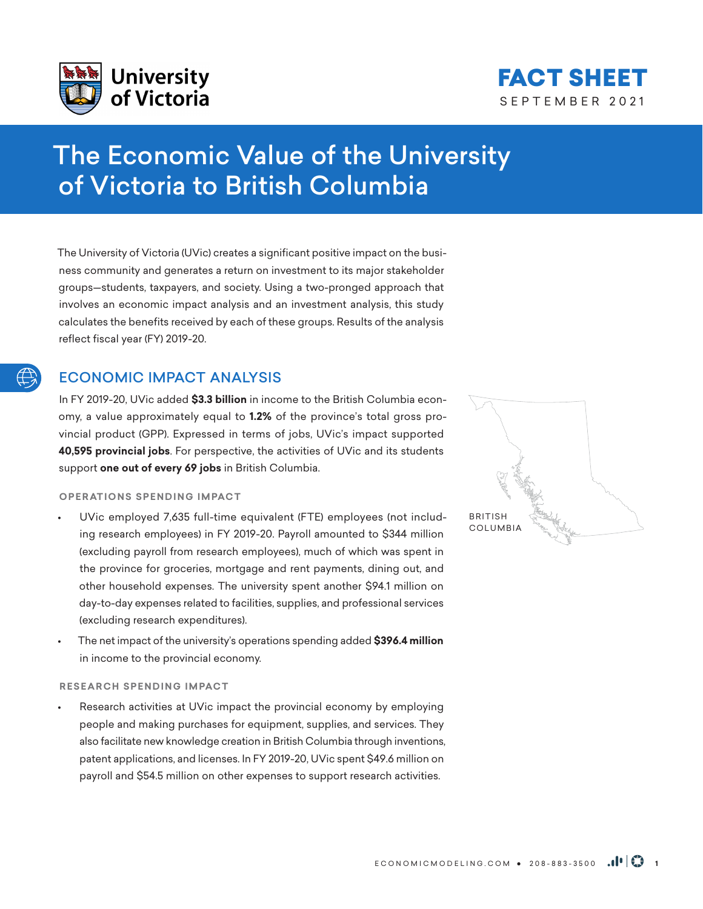University of Victoria

# FACT SHEET

SEPTEMBER 2021

# The Economic Value of the University of Victoria to British Columbia

The University of Victoria (UVic) creates a significant positive impact on the business community and generates a return on investment to its major stakeholder groups—students, taxpayers, and society. Using a two-pronged approach that involves an economic impact analysis and an investment analysis, this study calculates the benefits received by each of these groups. Results of the analysis reflect fiscal year (FY) 2019-20.

## ECONOMIC IMPACT ANALYSIS

In FY 2019-20, UVic added **$3.3 billion** in income to the British Columbia economy, a value approximately equal to **1.2%** of the province's total gross provincial product (GPP). Expressed in terms of jobs, UVic's impact supported **40,595 provincial jobs**. For perspective, the activities of UVic and its students support **one out of every 69 jobs** in British Columbia.

BRITISH COLUMBIA

### OPERATIONS SPENDING IMPACT

- UVic employed 7,635 full-time equivalent (FTE) employees (not including research employees) in FY 2019-20. Payroll amounted to $344 million (excluding payroll from research employees), much of which was spent in the province for groceries, mortgage and rent payments, dining out, and other household expenses. The university spent another $94.1 million on day-to-day expenses related to facilities, supplies, and professional services (excluding research expenditures).
- The net impact of the university's operations spending added **$396.4 million** in income to the provincial economy.

### RESEARCH SPENDING IMPACT

- Research activities at UVic impact the provincial economy by employing people and making purchases for equipment, supplies, and services. They also facilitate new knowledge creation in British Columbia through inventions, patent applications, and licenses. In FY 2019-20, UVic spent $49.6 million on payroll and $54.5 million on other expenses to support research activities.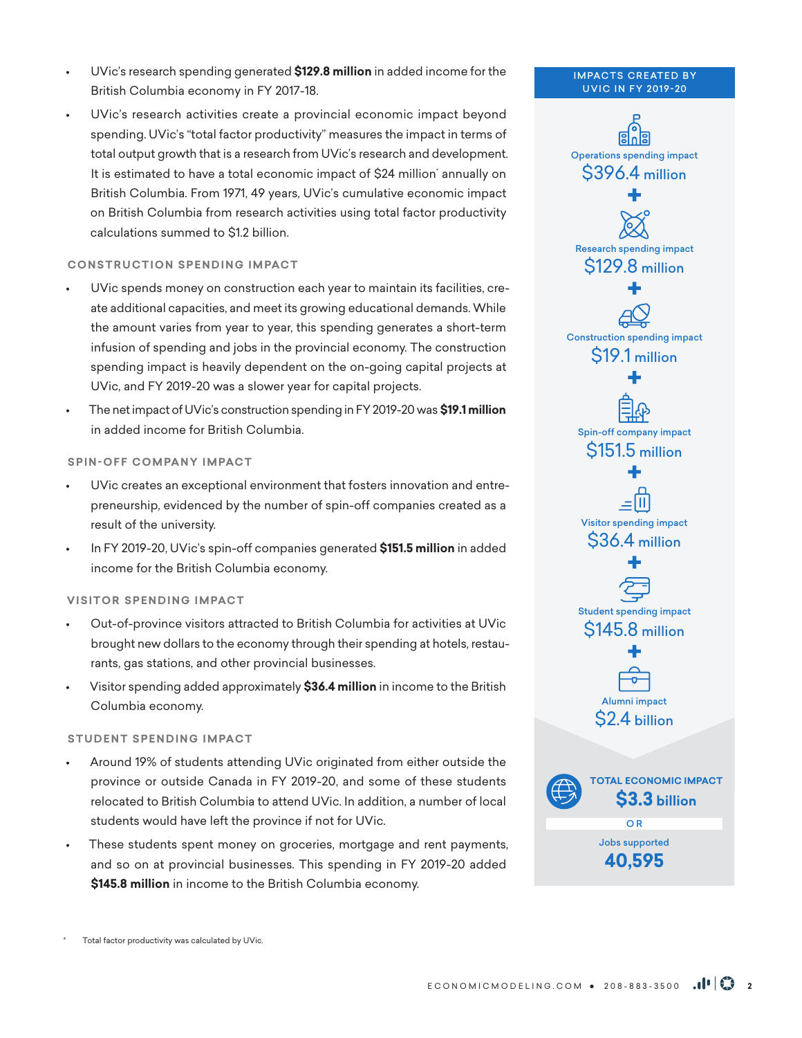- UVic's research spending generated **$129.8 million** in added income for the British Columbia economy in FY 2017-18.
- UVic's research activities create a provincial economic impact beyond spending. UVic's "total factor productivity" measures the impact in terms of total output growth that is a research from UVic's research and development. It is estimated to have a total economic impact of $24 million* annually on British Columbia. From 1971, 49 years, UVic's cumulative economic impact on British Columbia from research activities using total factor productivity calculations summed to $1.2 billion.

### CONSTRUCTION SPENDING IMPACT

- UVic spends money on construction each year to maintain its facilities, create additional capacities, and meet its growing educational demands. While the amount varies from year to year, this spending generates a short-term infusion of spending and jobs in the provincial economy. The construction spending impact is heavily dependent on the on-going capital projects at UVic, and FY 2019-20 was a slower year for capital projects.
- The net impact of UVic's construction spending in FY 2019-20 was **$19.1 million** in added income for British Columbia.

### SPIN-OFF COMPANY IMPACT

- UVic creates an exceptional environment that fosters innovation and entrepreneurship, evidenced by the number of spin-off companies created as a result of the university.
- In FY 2019-20, UVic's spin-off companies generated **$151.5 million** in added income for the British Columbia economy.

### VISITOR SPENDING IMPACT

- Out-of-province visitors attracted to British Columbia for activities at UVic brought new dollars to the economy through their spending at hotels, restaurants, gas stations, and other provincial businesses.
- Visitor spending added approximately **$36.4 million** in income to the British Columbia economy.

### STUDENT SPENDING IMPACT

- Around 19% of students attending UVic originated from either outside the province or outside Canada in FY 2019-20, and some of these students relocated to British Columbia to attend UVic. In addition, a number of local students would have left the province if not for UVic.
- These students spent money on groceries, mortgage and rent payments, and so on at provincial businesses. This spending in FY 2019-20 added **$145.8 million** in income to the British Columbia economy.

### IMPACTS CREATED BY UVIC IN FY 2019-20

Operations spending impact
$396.4 million

+

Research spending impact
$129.8 million

+

Construction spending impact
$19.1 million

+

Spin-off company impact
$151.5 million

+

Visitor spending impact
$36.4 million

+

Student spending impact
$145.8 million

+

Alumni impact
$2.4 billion

**TOTAL ECONOMIC IMPACT**
**$3.3 billion**

OR

Jobs supported
**40,595**

\* Total factor productivity was calculated by UVic.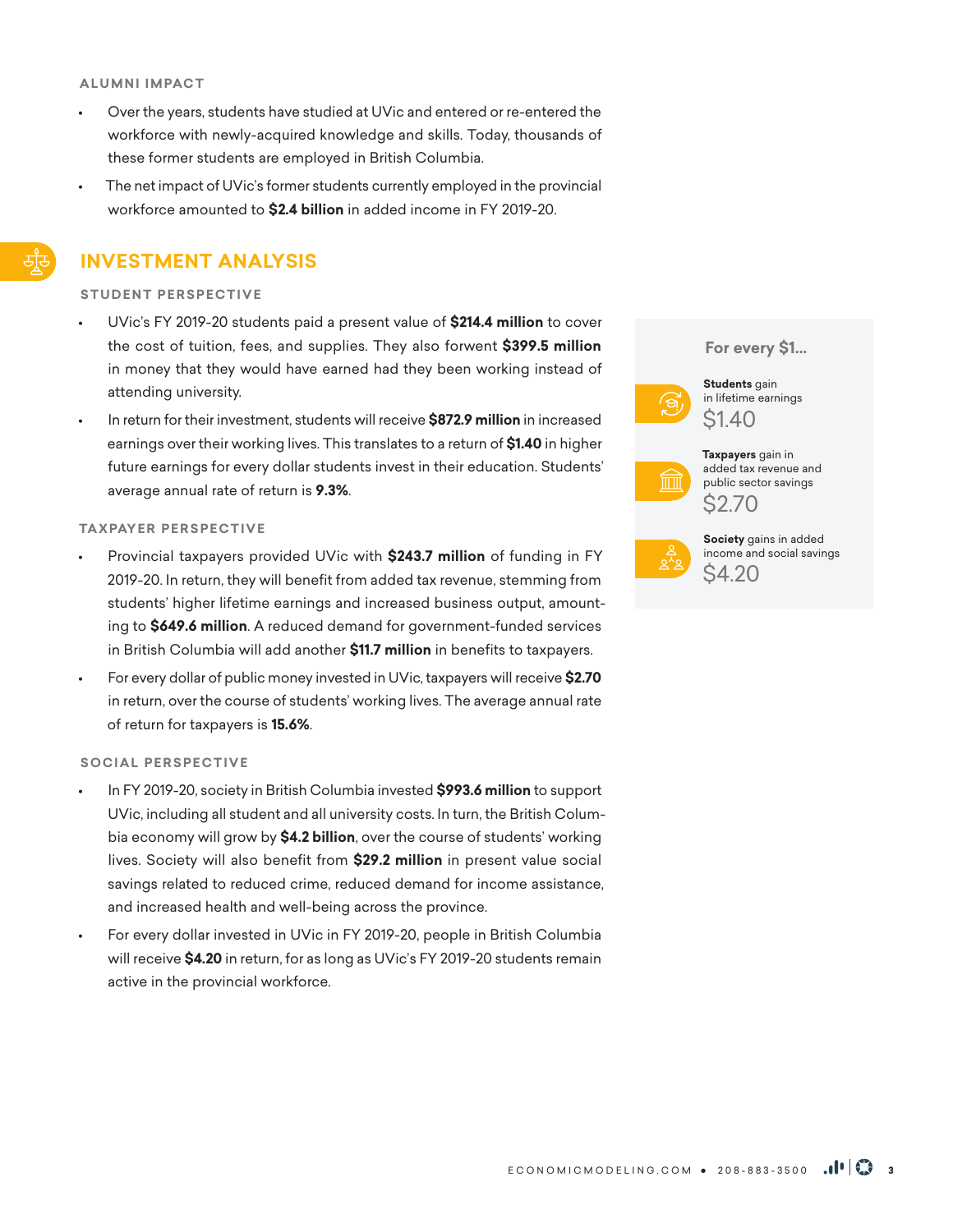### ALUMNI IMPACT

- Over the years, students have studied at UVic and entered or re-entered the workforce with newly-acquired knowledge and skills. Today, thousands of these former students are employed in British Columbia.
- The net impact of UVic's former students currently employed in the provincial workforce amounted to **$2.4 billion** in added income in FY 2019-20.

## INVESTMENT ANALYSIS

### STUDENT PERSPECTIVE

- UVic's FY 2019-20 students paid a present value of **$214.4 million** to cover the cost of tuition, fees, and supplies. They also forwent **$399.5 million** in money that they would have earned had they been working instead of attending university.
- In return for their investment, students will receive **$872.9 million** in increased earnings over their working lives. This translates to a return of **$1.40** in higher future earnings for every dollar students invest in their education. Students' average annual rate of return is **9.3%**.

### TAXPAYER PERSPECTIVE

- Provincial taxpayers provided UVic with **$243.7 million** of funding in FY 2019-20. In return, they will benefit from added tax revenue, stemming from students' higher lifetime earnings and increased business output, amounting to **$649.6 million**. A reduced demand for government-funded services in British Columbia will add another **$11.7 million** in benefits to taxpayers.
- For every dollar of public money invested in UVic, taxpayers will receive **$2.70** in return, over the course of students' working lives. The average annual rate of return for taxpayers is **15.6%**.

### SOCIAL PERSPECTIVE

- In FY 2019-20, society in British Columbia invested **$993.6 million** to support UVic, including all student and all university costs. In turn, the British Columbia economy will grow by **$4.2 billion**, over the course of students' working lives. Society will also benefit from **$29.2 million** in present value social savings related to reduced crime, reduced demand for income assistance, and increased health and well-being across the province.
- For every dollar invested in UVic in FY 2019-20, people in British Columbia will receive **$4.20** in return, for as long as UVic's FY 2019-20 students remain active in the provincial workforce.

**For every $1...**

**Students** gain in lifetime earnings
$1.40

**Taxpayers** gain in added tax revenue and public sector savings
$2.70

**Society** gains in added income and social savings
$4.20